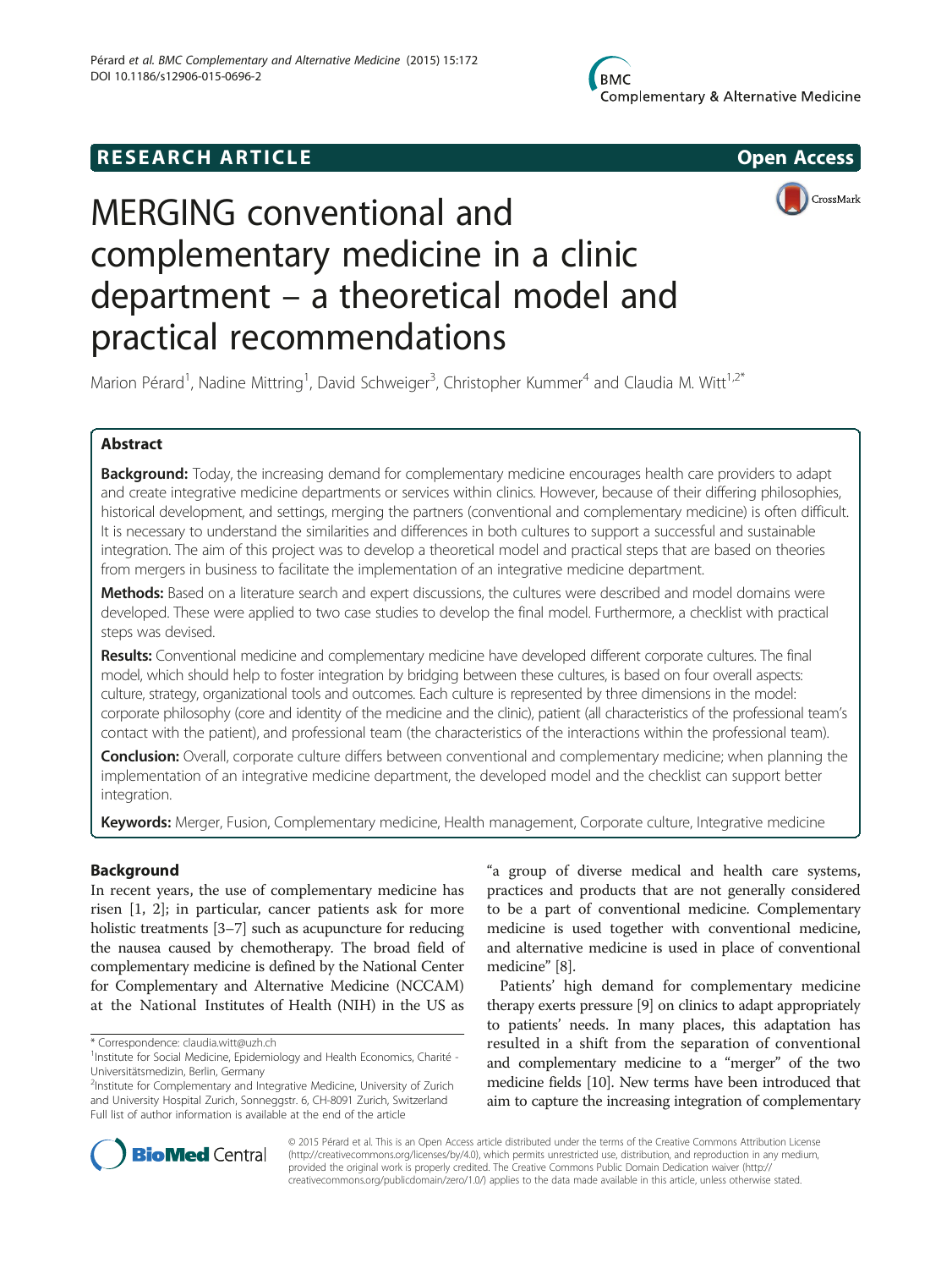RESEARCH ARTICLE

Open Access

# MERGING conventional and complementary medicine in a clinic department – a theoretical model and practical recommendations

Marion Pérard[1], Nadine Mittring[1], David Schweiger[3], Christopher Kummer[4] and Claudia M. Witt[1,2*]

## Abstract

**Background:** Today, the increasing demand for complementary medicine encourages health care providers to adapt and create integrative medicine departments or services within clinics. However, because of their differing philosophies, historical development, and settings, merging the partners (conventional and complementary medicine) is often difficult. It is necessary to understand the similarities and differences in both cultures to support a successful and sustainable integration. The aim of this project was to develop a theoretical model and practical steps that are based on theories from mergers in business to facilitate the implementation of an integrative medicine department.

**Methods:** Based on a literature search and expert discussions, the cultures were described and model domains were developed. These were applied to two case studies to develop the final model. Furthermore, a checklist with practical steps was devised.

**Results:** Conventional medicine and complementary medicine have developed different corporate cultures. The final model, which should help to foster integration by bridging between these cultures, is based on four overall aspects: culture, strategy, organizational tools and outcomes. Each culture is represented by three dimensions in the model: corporate philosophy (core and identity of the medicine and the clinic), patient (all characteristics of the professional team's contact with the patient), and professional team (the characteristics of the interactions within the professional team).

**Conclusion:** Overall, corporate culture differs between conventional and complementary medicine; when planning the implementation of an integrative medicine department, the developed model and the checklist can support better integration.

**Keywords:** Merger, Fusion, Complementary medicine, Health management, Corporate culture, Integrative medicine

## Background

In recent years, the use of complementary medicine has risen [1, 2]; in particular, cancer patients ask for more holistic treatments [3–7] such as acupuncture for reducing the nausea caused by chemotherapy. The broad field of complementary medicine is defined by the National Center for Complementary and Alternative Medicine (NCCAM) at the National Institutes of Health (NIH) in the US as "a group of diverse medical and health care systems, practices and products that are not generally considered to be a part of conventional medicine. Complementary medicine is used together with conventional medicine, and alternative medicine is used in place of conventional medicine" [8].

Patients' high demand for complementary medicine therapy exerts pressure [9] on clinics to adapt appropriately to patients' needs. In many places, this adaptation has resulted in a shift from the separation of conventional and complementary medicine to a "merger" of the two medicine fields [10]. New terms have been introduced that aim to capture the increasing integration of complementary

\* Correspondence: claudia.witt@uzh.ch
[1]Institute for Social Medicine, Epidemiology and Health Economics, Charité - Universitätsmedizin, Berlin, Germany
[2]Institute for Complementary and Integrative Medicine, University of Zurich and University Hospital Zurich, Sonneggstr. 6, CH-8091 Zurich, Switzerland
Full list of author information is available at the end of the article

© 2015 Pérard et al. This is an Open Access article distributed under the terms of the Creative Commons Attribution License (http://creativecommons.org/licenses/by/4.0), which permits unrestricted use, distribution, and reproduction in any medium, provided the original work is properly credited. The Creative Commons Public Domain Dedication waiver (http://creativecommons.org/publicdomain/zero/1.0/) applies to the data made available in this article, unless otherwise stated.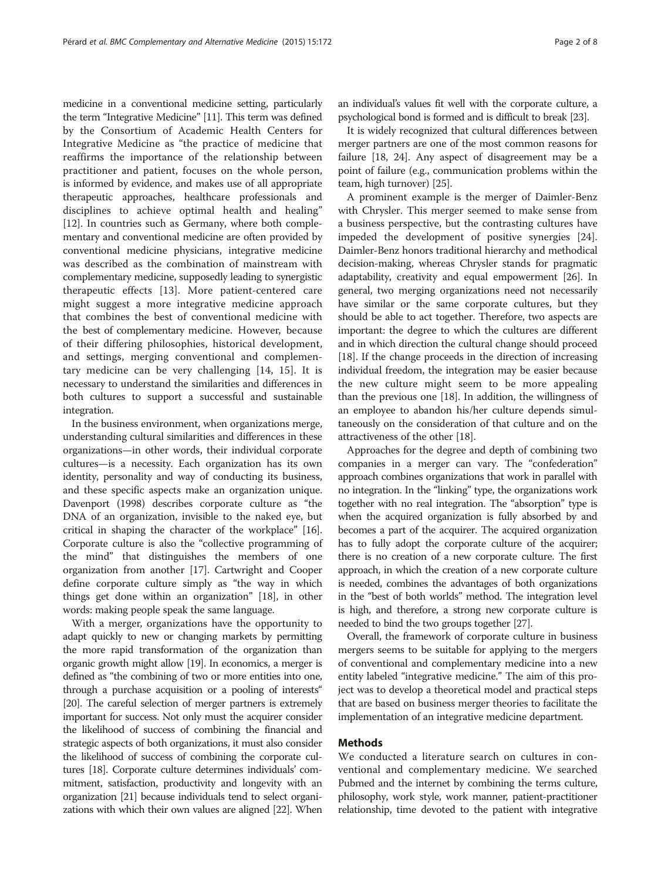medicine in a conventional medicine setting, particularly the term "Integrative Medicine" [11]. This term was defined by the Consortium of Academic Health Centers for Integrative Medicine as "the practice of medicine that reaffirms the importance of the relationship between practitioner and patient, focuses on the whole person, is informed by evidence, and makes use of all appropriate therapeutic approaches, healthcare professionals and disciplines to achieve optimal health and healing" [12]. In countries such as Germany, where both complementary and conventional medicine are often provided by conventional medicine physicians, integrative medicine was described as the combination of mainstream with complementary medicine, supposedly leading to synergistic therapeutic effects [13]. More patient-centered care might suggest a more integrative medicine approach that combines the best of conventional medicine with the best of complementary medicine. However, because of their differing philosophies, historical development, and settings, merging conventional and complementary medicine can be very challenging [14, 15]. It is necessary to understand the similarities and differences in both cultures to support a successful and sustainable integration.

In the business environment, when organizations merge, understanding cultural similarities and differences in these organizations—in other words, their individual corporate cultures—is a necessity. Each organization has its own identity, personality and way of conducting its business, and these specific aspects make an organization unique. Davenport (1998) describes corporate culture as "the DNA of an organization, invisible to the naked eye, but critical in shaping the character of the workplace" [16]. Corporate culture is also the "collective programming of the mind" that distinguishes the members of one organization from another [17]. Cartwright and Cooper define corporate culture simply as "the way in which things get done within an organization" [18], in other words: making people speak the same language.

With a merger, organizations have the opportunity to adapt quickly to new or changing markets by permitting the more rapid transformation of the organization than organic growth might allow [19]. In economics, a merger is defined as "the combining of two or more entities into one, through a purchase acquisition or a pooling of interests" [20]. The careful selection of merger partners is extremely important for success. Not only must the acquirer consider the likelihood of success of combining the financial and strategic aspects of both organizations, it must also consider the likelihood of success of combining the corporate cultures [18]. Corporate culture determines individuals' commitment, satisfaction, productivity and longevity with an organization [21] because individuals tend to select organizations with which their own values are aligned [22]. When an individual's values fit well with the corporate culture, a psychological bond is formed and is difficult to break [23].

It is widely recognized that cultural differences between merger partners are one of the most common reasons for failure [18, 24]. Any aspect of disagreement may be a point of failure (e.g., communication problems within the team, high turnover) [25].

A prominent example is the merger of Daimler-Benz with Chrysler. This merger seemed to make sense from a business perspective, but the contrasting cultures have impeded the development of positive synergies [24]. Daimler-Benz honors traditional hierarchy and methodical decision-making, whereas Chrysler stands for pragmatic adaptability, creativity and equal empowerment [26]. In general, two merging organizations need not necessarily have similar or the same corporate cultures, but they should be able to act together. Therefore, two aspects are important: the degree to which the cultures are different and in which direction the cultural change should proceed [18]. If the change proceeds in the direction of increasing individual freedom, the integration may be easier because the new culture might seem to be more appealing than the previous one [18]. In addition, the willingness of an employee to abandon his/her culture depends simultaneously on the consideration of that culture and on the attractiveness of the other [18].

Approaches for the degree and depth of combining two companies in a merger can vary. The "confederation" approach combines organizations that work in parallel with no integration. In the "linking" type, the organizations work together with no real integration. The "absorption" type is when the acquired organization is fully absorbed by and becomes a part of the acquirer. The acquired organization has to fully adopt the corporate culture of the acquirer; there is no creation of a new corporate culture. The first approach, in which the creation of a new corporate culture is needed, combines the advantages of both organizations in the "best of both worlds" method. The integration level is high, and therefore, a strong new corporate culture is needed to bind the two groups together [27].

Overall, the framework of corporate culture in business mergers seems to be suitable for applying to the mergers of conventional and complementary medicine into a new entity labeled "integrative medicine." The aim of this project was to develop a theoretical model and practical steps that are based on business merger theories to facilitate the implementation of an integrative medicine department.

## Methods

We conducted a literature search on cultures in conventional and complementary medicine. We searched Pubmed and the internet by combining the terms culture, philosophy, work style, work manner, patient-practitioner relationship, time devoted to the patient with integrative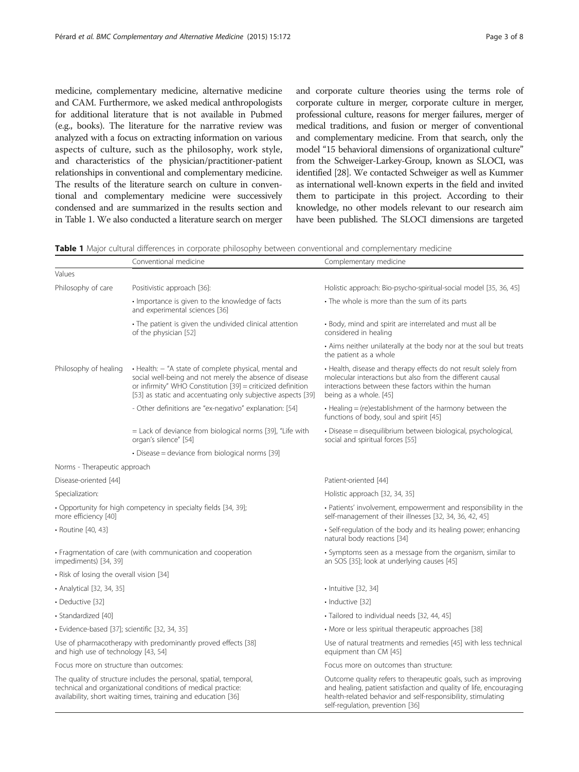medicine, complementary medicine, alternative medicine and CAM. Furthermore, we asked medical anthropologists for additional literature that is not available in Pubmed (e.g., books). The literature for the narrative review was analyzed with a focus on extracting information on various aspects of culture, such as the philosophy, work style, and characteristics of the physician/practitioner-patient relationships in conventional and complementary medicine. The results of the literature search on culture in conventional and complementary medicine were successively condensed and are summarized in the results section and in Table 1. We also conducted a literature search on merger and corporate culture theories using the terms role of corporate culture in merger, corporate culture in merger, professional culture, reasons for merger failures, merger of medical traditions, and fusion or merger of conventional and complementary medicine. From that search, only the model "15 behavioral dimensions of organizational culture" from the Schweiger-Larkey-Group, known as SLOCI, was identified [28]. We contacted Schweiger as well as Kummer as international well-known experts in the field and invited them to participate in this project. According to their knowledge, no other models relevant to our research aim have been published. The SLOCI dimensions are targeted

**Table 1** Major cultural differences in corporate philosophy between conventional and complementary medicine

| | Conventional medicine | Complementary medicine |
|---|---|---|
| Values | | |
| Philosophy of care | Positivistic approach [36]: | Holistic approach: Bio-psycho-spiritual-social model [35, 36, 45] |
| | • Importance is given to the knowledge of facts and experimental sciences [36] | • The whole is more than the sum of its parts |
| | • The patient is given the undivided clinical attention of the physician [52] | • Body, mind and spirit are interrelated and must all be considered in healing |
| | | • Aims neither unilaterally at the body nor at the soul but treats the patient as a whole |
| Philosophy of healing | • Health: – "A state of complete physical, mental and social well-being and not merely the absence of disease or infirmity" WHO Constitution [39] = criticized definition [53] as static and accentuating only subjective aspects [39] | • Health, disease and therapy effects do not result solely from molecular interactions but also from the different causal interactions between these factors within the human being as a whole. [45] |
| | - Other definitions are "ex-negativo" explanation: [54] | • Healing = (re)establishment of the harmony between the functions of body, soul and spirit [45] |
| | = Lack of deviance from biological norms [39], "Life with organ's silence" [54] | • Disease = disequilibrium between biological, psychological, social and spiritual forces [55] |
| | • Disease = deviance from biological norms [39] | |
| Norms - Therapeutic approach | | |
| Disease-oriented [44] | | Patient-oriented [44] |
| Specialization: | | Holistic approach [32, 34, 35] |
| • Opportunity for high competency in specialty fields [34, 39]; more efficiency [40] | | • Patients' involvement, empowerment and responsibility in the self-management of their illnesses [32, 34, 36, 42, 45] |
| • Routine [40, 43] | | • Self-regulation of the body and its healing power; enhancing natural body reactions [34] |
| • Fragmentation of care (with communication and cooperation impediments) [34, 39] | | • Symptoms seen as a message from the organism, similar to an SOS [35]; look at underlying causes [45] |
| • Risk of losing the overall vision [34] | | |
| • Analytical [32, 34, 35] | | • Intuitive [32, 34] |
| • Deductive [32] | | • Inductive [32] |
| • Standardized [40] | | • Tailored to individual needs [32, 44, 45] |
| • Evidence-based [37]; scientific [32, 34, 35] | | • More or less spiritual therapeutic approaches [38] |
| Use of pharmacotherapy with predominantly proved effects [38] and high use of technology [43, 54] | | Use of natural treatments and remedies [45] with less technical equipment than CM [45] |
| Focus more on structure than outcomes: | | Focus more on outcomes than structure: |
| The quality of structure includes the personal, spatial, temporal, technical and organizational conditions of medical practice: availability, short waiting times, training and education [36] | | Outcome quality refers to therapeutic goals, such as improving and healing, patient satisfaction and quality of life, encouraging health-related behavior and self-responsibility, stimulating self-regulation, prevention [36] |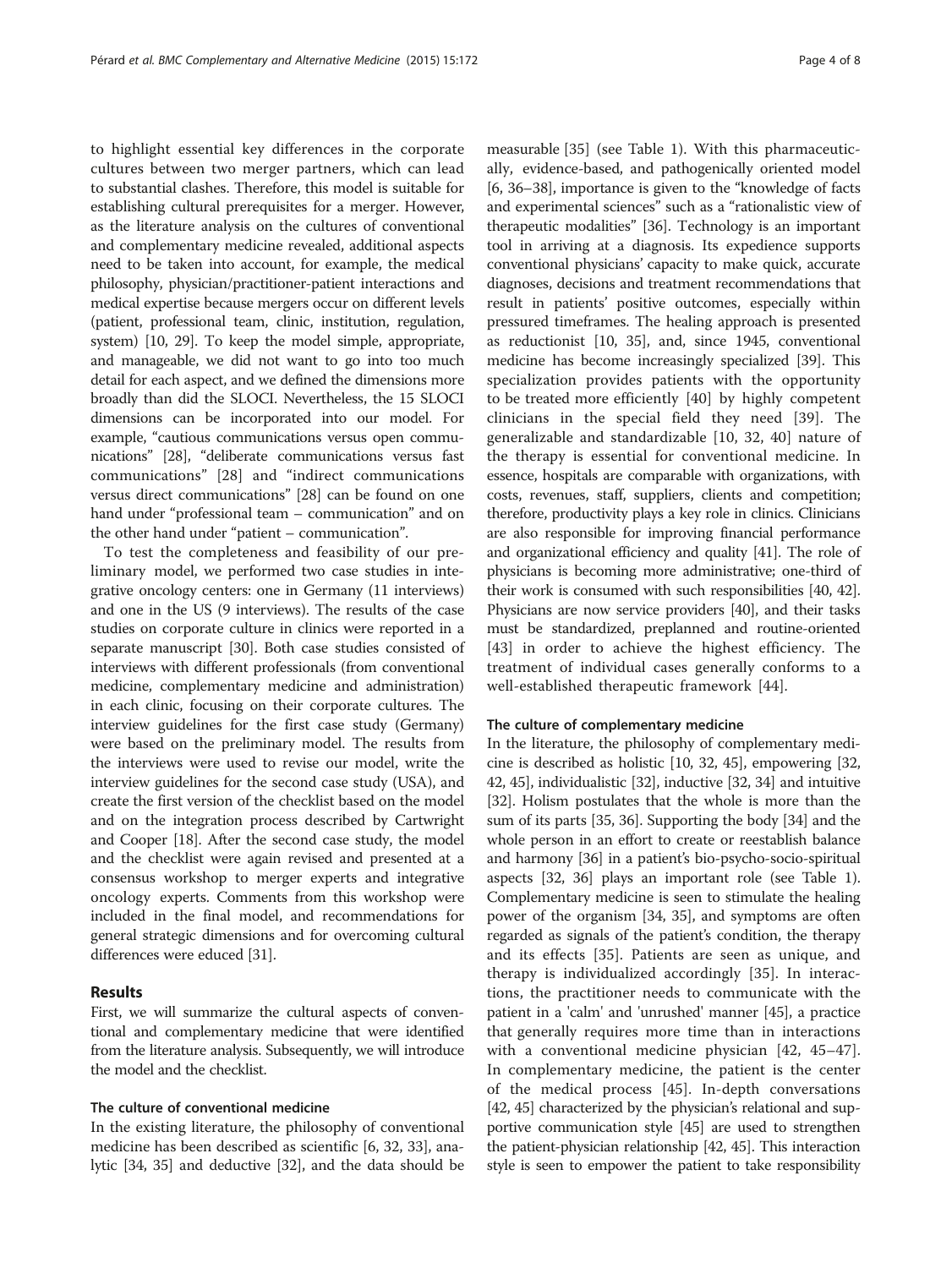to highlight essential key differences in the corporate cultures between two merger partners, which can lead to substantial clashes. Therefore, this model is suitable for establishing cultural prerequisites for a merger. However, as the literature analysis on the cultures of conventional and complementary medicine revealed, additional aspects need to be taken into account, for example, the medical philosophy, physician/practitioner-patient interactions and medical expertise because mergers occur on different levels (patient, professional team, clinic, institution, regulation, system) [10, 29]. To keep the model simple, appropriate, and manageable, we did not want to go into too much detail for each aspect, and we defined the dimensions more broadly than did the SLOCI. Nevertheless, the 15 SLOCI dimensions can be incorporated into our model. For example, "cautious communications versus open communications" [28], "deliberate communications versus fast communications" [28] and "indirect communications versus direct communications" [28] can be found on one hand under "professional team – communication" and on the other hand under "patient – communication".

To test the completeness and feasibility of our preliminary model, we performed two case studies in integrative oncology centers: one in Germany (11 interviews) and one in the US (9 interviews). The results of the case studies on corporate culture in clinics were reported in a separate manuscript [30]. Both case studies consisted of interviews with different professionals (from conventional medicine, complementary medicine and administration) in each clinic, focusing on their corporate cultures. The interview guidelines for the first case study (Germany) were based on the preliminary model. The results from the interviews were used to revise our model, write the interview guidelines for the second case study (USA), and create the first version of the checklist based on the model and on the integration process described by Cartwright and Cooper [18]. After the second case study, the model and the checklist were again revised and presented at a consensus workshop to merger experts and integrative oncology experts. Comments from this workshop were included in the final model, and recommendations for general strategic dimensions and for overcoming cultural differences were educed [31].

## Results

First, we will summarize the cultural aspects of conventional and complementary medicine that were identified from the literature analysis. Subsequently, we will introduce the model and the checklist.

### The culture of conventional medicine

In the existing literature, the philosophy of conventional medicine has been described as scientific [6, 32, 33], analytic [34, 35] and deductive [32], and the data should be measurable [35] (see Table 1). With this pharmaceutically, evidence-based, and pathogenically oriented model [6, 36–38], importance is given to the "knowledge of facts and experimental sciences" such as a "rationalistic view of therapeutic modalities" [36]. Technology is an important tool in arriving at a diagnosis. Its expedience supports conventional physicians' capacity to make quick, accurate diagnoses, decisions and treatment recommendations that result in patients' positive outcomes, especially within pressured timeframes. The healing approach is presented as reductionist [10, 35], and, since 1945, conventional medicine has become increasingly specialized [39]. This specialization provides patients with the opportunity to be treated more efficiently [40] by highly competent clinicians in the special field they need [39]. The generalizable and standardizable [10, 32, 40] nature of the therapy is essential for conventional medicine. In essence, hospitals are comparable with organizations, with costs, revenues, staff, suppliers, clients and competition; therefore, productivity plays a key role in clinics. Clinicians are also responsible for improving financial performance and organizational efficiency and quality [41]. The role of physicians is becoming more administrative; one-third of their work is consumed with such responsibilities [40, 42]. Physicians are now service providers [40], and their tasks must be standardized, preplanned and routine-oriented [43] in order to achieve the highest efficiency. The treatment of individual cases generally conforms to a well-established therapeutic framework [44].

### The culture of complementary medicine

In the literature, the philosophy of complementary medicine is described as holistic [10, 32, 45], empowering [32, 42, 45], individualistic [32], inductive [32, 34] and intuitive [32]. Holism postulates that the whole is more than the sum of its parts [35, 36]. Supporting the body [34] and the whole person in an effort to create or reestablish balance and harmony [36] in a patient's bio-psycho-socio-spiritual aspects [32, 36] plays an important role (see Table 1). Complementary medicine is seen to stimulate the healing power of the organism [34, 35], and symptoms are often regarded as signals of the patient's condition, the therapy and its effects [35]. Patients are seen as unique, and therapy is individualized accordingly [35]. In interactions, the practitioner needs to communicate with the patient in a 'calm' and 'unrushed' manner [45], a practice that generally requires more time than in interactions with a conventional medicine physician [42, 45–47]. In complementary medicine, the patient is the center of the medical process [45]. In-depth conversations [42, 45] characterized by the physician's relational and supportive communication style [45] are used to strengthen the patient-physician relationship [42, 45]. This interaction style is seen to empower the patient to take responsibility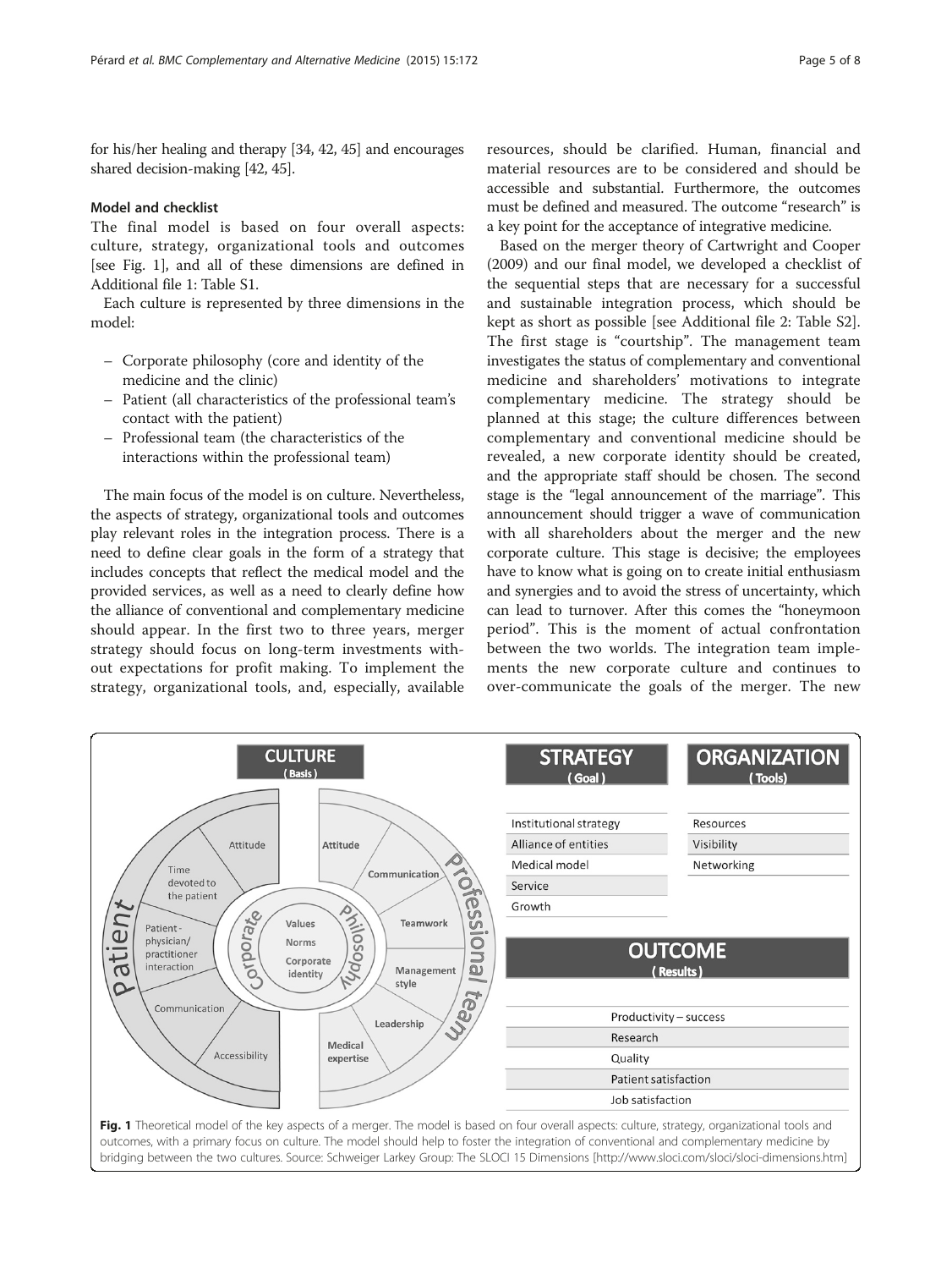for his/her healing and therapy [34, 42, 45] and encourages shared decision-making [42, 45].

#### Model and checklist

The final model is based on four overall aspects: culture, strategy, organizational tools and outcomes [see Fig. 1], and all of these dimensions are defined in Additional file 1: Table S1.

Each culture is represented by three dimensions in the model:

- Corporate philosophy (core and identity of the medicine and the clinic)
- Patient (all characteristics of the professional team's contact with the patient)
- Professional team (the characteristics of the interactions within the professional team)

The main focus of the model is on culture. Nevertheless, the aspects of strategy, organizational tools and outcomes play relevant roles in the integration process. There is a need to define clear goals in the form of a strategy that includes concepts that reflect the medical model and the provided services, as well as a need to clearly define how the alliance of conventional and complementary medicine should appear. In the first two to three years, merger strategy should focus on long-term investments without expectations for profit making. To implement the strategy, organizational tools, and, especially, available resources, should be clarified. Human, financial and material resources are to be considered and should be accessible and substantial. Furthermore, the outcomes must be defined and measured. The outcome "research" is a key point for the acceptance of integrative medicine.

Based on the merger theory of Cartwright and Cooper (2009) and our final model, we developed a checklist of the sequential steps that are necessary for a successful and sustainable integration process, which should be kept as short as possible [see Additional file 2: Table S2]. The first stage is "courtship". The management team investigates the status of complementary and conventional medicine and shareholders' motivations to integrate complementary medicine. The strategy should be planned at this stage; the culture differences between complementary and conventional medicine should be revealed, a new corporate identity should be created, and the appropriate staff should be chosen. The second stage is the "legal announcement of the marriage". This announcement should trigger a wave of communication with all shareholders about the merger and the new corporate culture. This stage is decisive; the employees have to know what is going on to create initial enthusiasm and synergies and to avoid the stress of uncertainty, which can lead to turnover. After this comes the "honeymoon period". This is the moment of actual confrontation between the two worlds. The integration team implements the new corporate culture and continues to over-communicate the goals of the merger. The new

**Fig. 1** Theoretical model of the key aspects of a merger. The model is based on four overall aspects: culture, strategy, organizational tools and outcomes, with a primary focus on culture. The model should help to foster the integration of conventional and complementary medicine by bridging between the two cultures. Source: Schweiger Larkey Group: The SLOCI 15 Dimensions [http://www.sloci.com/sloci/sloci-dimensions.htm]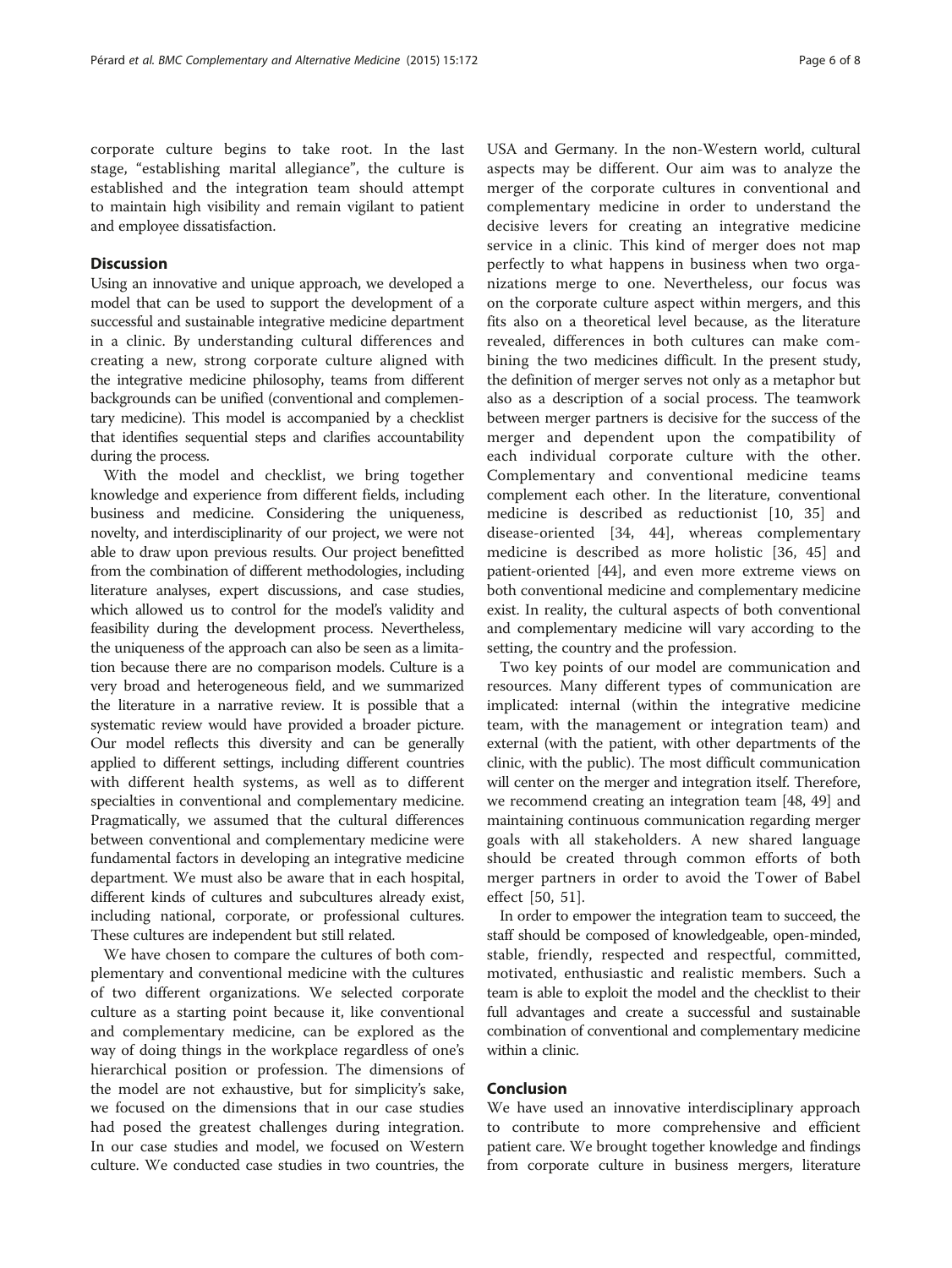corporate culture begins to take root. In the last stage, "establishing marital allegiance", the culture is established and the integration team should attempt to maintain high visibility and remain vigilant to patient and employee dissatisfaction.

## Discussion

Using an innovative and unique approach, we developed a model that can be used to support the development of a successful and sustainable integrative medicine department in a clinic. By understanding cultural differences and creating a new, strong corporate culture aligned with the integrative medicine philosophy, teams from different backgrounds can be unified (conventional and complementary medicine). This model is accompanied by a checklist that identifies sequential steps and clarifies accountability during the process.

With the model and checklist, we bring together knowledge and experience from different fields, including business and medicine. Considering the uniqueness, novelty, and interdisciplinarity of our project, we were not able to draw upon previous results. Our project benefitted from the combination of different methodologies, including literature analyses, expert discussions, and case studies, which allowed us to control for the model's validity and feasibility during the development process. Nevertheless, the uniqueness of the approach can also be seen as a limitation because there are no comparison models. Culture is a very broad and heterogeneous field, and we summarized the literature in a narrative review. It is possible that a systematic review would have provided a broader picture. Our model reflects this diversity and can be generally applied to different settings, including different countries with different health systems, as well as to different specialties in conventional and complementary medicine. Pragmatically, we assumed that the cultural differences between conventional and complementary medicine were fundamental factors in developing an integrative medicine department. We must also be aware that in each hospital, different kinds of cultures and subcultures already exist, including national, corporate, or professional cultures. These cultures are independent but still related.

We have chosen to compare the cultures of both complementary and conventional medicine with the cultures of two different organizations. We selected corporate culture as a starting point because it, like conventional and complementary medicine, can be explored as the way of doing things in the workplace regardless of one's hierarchical position or profession. The dimensions of the model are not exhaustive, but for simplicity's sake, we focused on the dimensions that in our case studies had posed the greatest challenges during integration. In our case studies and model, we focused on Western culture. We conducted case studies in two countries, the USA and Germany. In the non-Western world, cultural aspects may be different. Our aim was to analyze the merger of the corporate cultures in conventional and complementary medicine in order to understand the decisive levers for creating an integrative medicine service in a clinic. This kind of merger does not map perfectly to what happens in business when two organizations merge to one. Nevertheless, our focus was on the corporate culture aspect within mergers, and this fits also on a theoretical level because, as the literature revealed, differences in both cultures can make combining the two medicines difficult. In the present study, the definition of merger serves not only as a metaphor but also as a description of a social process. The teamwork between merger partners is decisive for the success of the merger and dependent upon the compatibility of each individual corporate culture with the other. Complementary and conventional medicine teams complement each other. In the literature, conventional medicine is described as reductionist [10, 35] and disease-oriented [34, 44], whereas complementary medicine is described as more holistic [36, 45] and patient-oriented [44], and even more extreme views on both conventional medicine and complementary medicine exist. In reality, the cultural aspects of both conventional and complementary medicine will vary according to the setting, the country and the profession.

Two key points of our model are communication and resources. Many different types of communication are implicated: internal (within the integrative medicine team, with the management or integration team) and external (with the patient, with other departments of the clinic, with the public). The most difficult communication will center on the merger and integration itself. Therefore, we recommend creating an integration team [48, 49] and maintaining continuous communication regarding merger goals with all stakeholders. A new shared language should be created through common efforts of both merger partners in order to avoid the Tower of Babel effect [50, 51].

In order to empower the integration team to succeed, the staff should be composed of knowledgeable, open-minded, stable, friendly, respected and respectful, committed, motivated, enthusiastic and realistic members. Such a team is able to exploit the model and the checklist to their full advantages and create a successful and sustainable combination of conventional and complementary medicine within a clinic.

## Conclusion

We have used an innovative interdisciplinary approach to contribute to more comprehensive and efficient patient care. We brought together knowledge and findings from corporate culture in business mergers, literature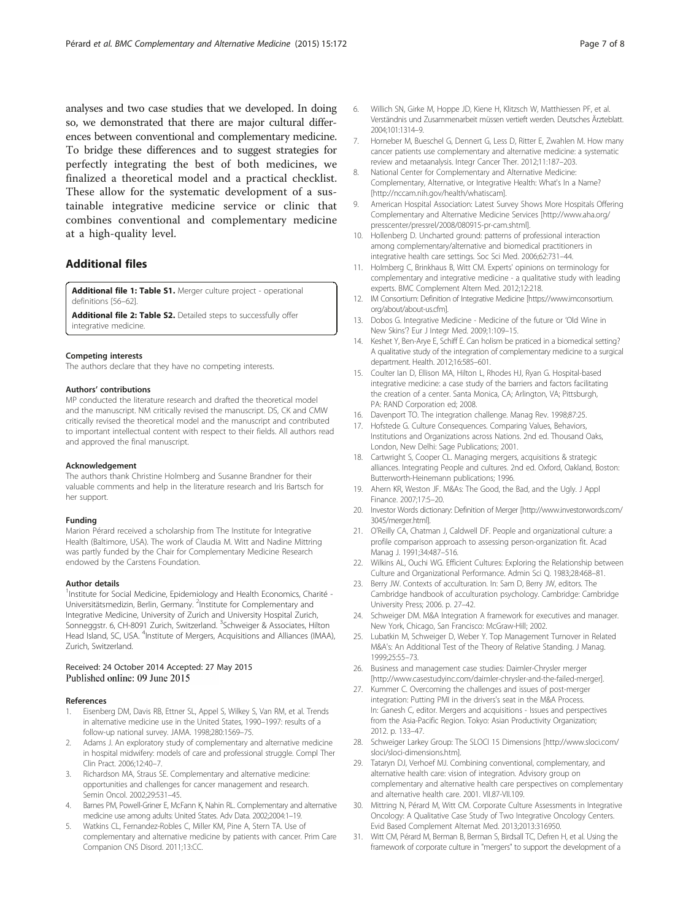analyses and two case studies that we developed. In doing so, we demonstrated that there are major cultural differences between conventional and complementary medicine. To bridge these differences and to suggest strategies for perfectly integrating the best of both medicines, we finalized a theoretical model and a practical checklist. These allow for the systematic development of a sustainable integrative medicine service or clinic that combines conventional and complementary medicine at a high-quality level.

## Additional files

**Additional file 1: Table S1.** Merger culture project - operational definitions [56–62].

**Additional file 2: Table S2.** Detailed steps to successfully offer integrative medicine.

#### Competing interests

The authors declare that they have no competing interests.

#### Authors' contributions

MP conducted the literature research and drafted the theoretical model and the manuscript. NM critically revised the manuscript. DS, CK and CMW critically revised the theoretical model and the manuscript and contributed to important intellectual content with respect to their fields. All authors read and approved the final manuscript.

#### Acknowledgement

The authors thank Christine Holmberg and Susanne Brandner for their valuable comments and help in the literature research and Iris Bartsch for her support.

#### Funding

Marion Pérard received a scholarship from The Institute for Integrative Health (Baltimore, USA). The work of Claudia M. Witt and Nadine Mittring was partly funded by the Chair for Complementary Medicine Research endowed by the Carstens Foundation.

#### Author details

[1]Institute for Social Medicine, Epidemiology and Health Economics, Charité - Universitätsmedizin, Berlin, Germany. [2]Institute for Complementary and Integrative Medicine, University of Zurich and University Hospital Zurich, Sonneggstr. 6, CH-8091 Zurich, Switzerland. [3]Schweiger & Associates, Hilton Head Island, SC, USA. [4]Institute of Mergers, Acquisitions and Alliances (IMAA), Zurich, Switzerland.

Received: 24 October 2014 Accepted: 27 May 2015
Published online: 09 June 2015

#### References

1. Eisenberg DM, Davis RB, Ettner SL, Appel S, Wilkey S, Van RM, et al. Trends in alternative medicine use in the United States, 1990–1997: results of a follow-up national survey. JAMA. 1998;280:1569–75.
2. Adams J. An exploratory study of complementary and alternative medicine in hospital midwifery: models of care and professional struggle. Compl Ther Clin Pract. 2006;12:40–7.
3. Richardson MA, Straus SE. Complementary and alternative medicine: opportunities and challenges for cancer management and research. Semin Oncol. 2002;29:531–45.
4. Barnes PM, Powell-Griner E, McFann K, Nahin RL. Complementary and alternative medicine use among adults: United States. Adv Data. 2002;2004:1–19.
5. Watkins CL, Fernandez-Robles C, Miller KM, Pine A, Stern TA. Use of complementary and alternative medicine by patients with cancer. Prim Care Companion CNS Disord. 2011;13:CC.
6. Willich SN, Girke M, Hoppe JD, Kiene H, Klitzsch W, Matthiessen PF, et al. Verständnis und Zusammenarbeit müssen vertieft werden. Deutsches Ärzteblatt. 2004;101:1314–9.
7. Horneber M, Bueschel G, Dennert G, Less D, Ritter E, Zwahlen M. How many cancer patients use complementary and alternative medicine: a systematic review and metaanalysis. Integr Cancer Ther. 2012;11:187–203.
8. National Center for Complementary and Alternative Medicine: Complementary, Alternative, or Integrative Health: What's In a Name? [http://nccam.nih.gov/health/whatiscam].
9. American Hospital Association: Latest Survey Shows More Hospitals Offering Complementary and Alternative Medicine Services [http://www.aha.org/presscenter/pressrel/2008/080915-pr-cam.shtml].
10. Hollenberg D. Uncharted ground: patterns of professional interaction among complementary/alternative and biomedical practitioners in integrative health care settings. Soc Sci Med. 2006;62:731–44.
11. Holmberg C, Brinkhaus B, Witt CM. Experts' opinions on terminology for complementary and integrative medicine - a qualitative study with leading experts. BMC Complement Altern Med. 2012;12:218.
12. IM Consortium: Definition of Integrative Medicine [https://www.imconsortium.org/about/about-us.cfm].
13. Dobos G. Integrative Medicine - Medicine of the future or 'Old Wine in New Skins'? Eur J Integr Med. 2009;1:109–15.
14. Keshet Y, Ben-Arye E, Schiff E. Can holism be praticed in a biomedical setting? A qualitative study of the integration of complementary medicine to a surgical department. Health. 2012;16:585–601.
15. Coulter Ian D, Ellison MA, Hilton L, Rhodes HJ, Ryan G. Hospital-based integrative medicine: a case study of the barriers and factors facilitating the creation of a center. Santa Monica, CA; Arlington, VA; Pittsburgh, PA: RAND Corporation ed; 2008.
16. Davenport TO. The integration challenge. Manag Rev. 1998;87:25.
17. Hofstede G. Culture Consequences. Comparing Values, Behaviors, Institutions and Organizations across Nations. 2nd ed. Thousand Oaks, London, New Delhi: Sage Publications; 2001.
18. Cartwright S, Cooper CL. Managing mergers, acquisitions & strategic alliances. Integrating People and cultures. 2nd ed. Oxford, Oakland, Boston: Butterworth-Heinemann publications; 1996.
19. Ahern KR, Weston JF. M&As: The Good, the Bad, and the Ugly. J Appl Finance. 2007;17:5–20.
20. Investor Words dictionary: Definition of Merger [http://www.investorwords.com/3045/merger.html].
21. O'Reilly CA, Chatman J, Caldwell DF. People and organizational culture: a profile comparison approach to assessing person-organization fit. Acad Manag J. 1991;34:487–516.
22. Wilkins AL, Ouchi WG. Efficient Cultures: Exploring the Relationship between Culture and Organizational Performance. Admin Sci Q. 1983;28:468–81.
23. Berry JW. Contexts of acculturation. In: Sam D, Berry JW, editors. The Cambridge handbook of acculturation psychology. Cambridge: Cambridge University Press; 2006. p. 27–42.
24. Schweiger DM. M&A Integration A framework for executives and manager. New York, Chicago, San Francisco: McGraw-Hill; 2002.
25. Lubatkin M, Schweiger D, Weber Y. Top Management Turnover in Related M&A's: An Additional Test of the Theory of Relative Standing. J Manag. 1999;25:55–73.
26. Business and management case studies: Daimler-Chrysler merger [http://www.casestudyinc.com/daimler-chrysler-and-the-failed-merger].
27. Kummer C. Overcoming the challenges and issues of post-merger integration: Putting PMI in the drivers's seat in the M&A Process. In: Ganesh C, editor. Mergers and acquisitions - Issues and perspectives from the Asia-Pacific Region. Tokyo: Asian Productivity Organization; 2012. p. 133–47.
28. Schweiger Larkey Group: The SLOCI 15 Dimensions [http://www.sloci.com/sloci/sloci-dimensions.htm].
29. Tataryn DJ, Verhoef MJ. Combining conventional, complementary, and alternative health care: vision of integration. Advisory group on complementary and alternative health care perspectives on complementary and alternative health care. 2001. VII.87-VII.109.
30. Mittring N, Pérard M, Witt CM. Corporate Culture Assessments in Integrative Oncology: A Qualitative Case Study of Two Integrative Oncology Centers. Evid Based Complement Alternat Med. 2013;2013:316950.
31. Witt CM, Pérard M, Berman B, Berman S, Birdsall TC, Defren H, et al. Using the framework of corporate culture in "mergers" to support the development of a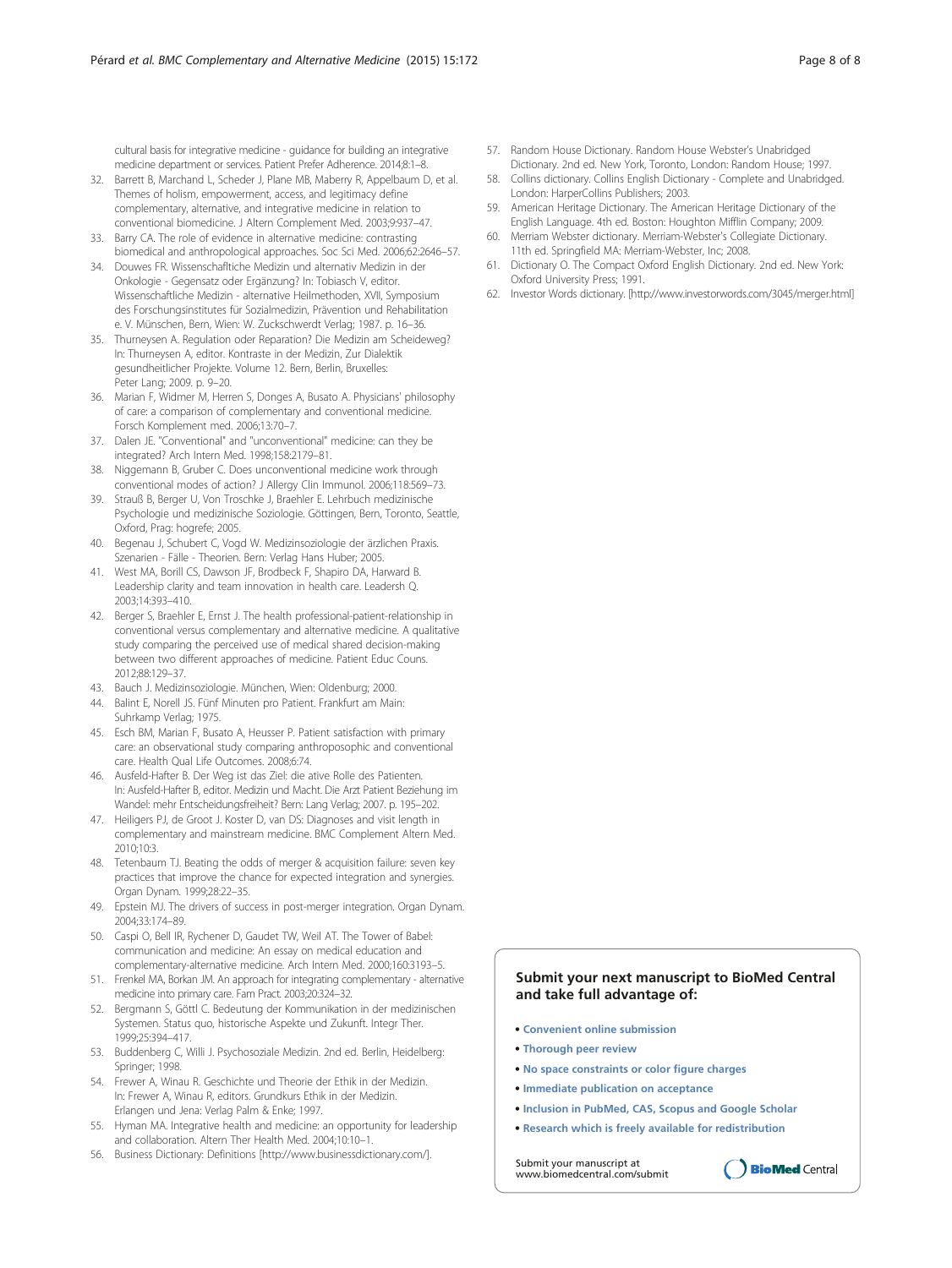cultural basis for integrative medicine - guidance for building an integrative medicine department or services. Patient Prefer Adherence. 2014;8:1–8.

32. Barrett B, Marchand L, Scheder J, Plane MB, Maberry R, Appelbaum D, et al. Themes of holism, empowerment, access, and legitimacy define complementary, alternative, and integrative medicine in relation to conventional biomedicine. J Altern Complement Med. 2003;9:937–47.
33. Barry CA. The role of evidence in alternative medicine: contrasting biomedical and anthropological approaches. Soc Sci Med. 2006;62:2646–57.
34. Douwes FR. Wissenschafltiche Medizin und alternativ Medizin in der Onkologie - Gegensatz oder Ergänzung? In: Tobiasch V, editor. Wissenschaftliche Medizin - alternative Heilmethoden, XVII, Symposium des Forschungsinstitutes für Sozialmedizin, Prävention und Rehabilitation e. V. Münschen, Bern, Wien: W. Zuckschwerdt Verlag; 1987. p. 16–36.
35. Thurneysen A. Regulation oder Reparation? Die Medizin am Scheideweg? In: Thurneysen A, editor. Kontraste in der Medizin, Zur Dialektik gesundheitlicher Projekte. Volume 12. Bern, Berlin, Bruxelles: Peter Lang; 2009. p. 9–20.
36. Marian F, Widmer M, Herren S, Donges A, Busato A. Physicians' philosophy of care: a comparison of complementary and conventional medicine. Forsch Komplement med. 2006;13:70–7.
37. Dalen JE. "Conventional" and "unconventional" medicine: can they be integrated? Arch Intern Med. 1998;158:2179–81.
38. Niggemann B, Gruber C. Does unconventional medicine work through conventional modes of action? J Allergy Clin Immunol. 2006;118:569–73.
39. Strauß B, Berger U, Von Troschke J, Braehler E. Lehrbuch medizinische Psychologie und medizinische Soziologie. Göttingen, Bern, Toronto, Seattle, Oxford, Prag: hogrefe; 2005.
40. Begenau J, Schubert C, Vogd W. Medizinsoziologie der ärzlichen Praxis. Szenarien - Fälle - Theorien. Bern: Verlag Hans Huber; 2005.
41. West MA, Borill CS, Dawson JF, Brodbeck F, Shapiro DA, Harward B. Leadership clarity and team innovation in health care. Leadersh Q. 2003;14:393–410.
42. Berger S, Braehler E, Ernst J. The health professional-patient-relationship in conventional versus complementary and alternative medicine. A qualitative study comparing the perceived use of medical shared decision-making between two different approaches of medicine. Patient Educ Couns. 2012;88:129–37.
43. Bauch J. Medizinsoziologie. München, Wien: Oldenburg; 2000.
44. Balint E, Norell JS. Fünf Minuten pro Patient. Frankfurt am Main: Suhrkamp Verlag; 1975.
45. Esch BM, Marian F, Busato A, Heusser P. Patient satisfaction with primary care: an observational study comparing anthroposophic and conventional care. Health Qual Life Outcomes. 2008;6:74.
46. Ausfeld-Hafter B. Der Weg ist das Ziel: die ative Rolle des Patienten. In: Ausfeld-Hafter B, editor. Medizin und Macht. Die Arzt Patient Beziehung im Wandel: mehr Entscheidungsfreiheit? Bern: Lang Verlag; 2007. p. 195–202.
47. Heiligers PJ, de Groot J. Koster D, van DS: Diagnoses and visit length in complementary and mainstream medicine. BMC Complement Altern Med. 2010;10:3.
48. Tetenbaum TJ. Beating the odds of merger & acquisition failure: seven key practices that improve the chance for expected integration and synergies. Organ Dynam. 1999;28:22–35.
49. Epstein MJ. The drivers of success in post-merger integration. Organ Dynam. 2004;33:174–89.
50. Caspi O, Bell IR, Rychener D, Gaudet TW, Weil AT. The Tower of Babel: communication and medicine: An essay on medical education and complementary-alternative medicine. Arch Intern Med. 2000;160:3193–5.
51. Frenkel MA, Borkan JM. An approach for integrating complementary - alternative medicine into primary care. Fam Pract. 2003;20:324–32.
52. Bergmann S, Göttl C. Bedeutung der Kommunikation in der medizinischen Systemen. Status quo, historische Aspekte und Zukunft. Integr Ther. 1999;25:394–417.
53. Buddenberg C, Willi J. Psychosoziale Medizin. 2nd ed. Berlin, Heidelberg: Springer; 1998.
54. Frewer A, Winau R. Geschichte und Theorie der Ethik in der Medizin. In: Frewer A, Winau R, editors. Grundkurs Ethik in der Medizin. Erlangen und Jena: Verlag Palm & Enke; 1997.
55. Hyman MA. Integrative health and medicine: an opportunity for leadership and collaboration. Altern Ther Health Med. 2004;10:10–1.
56. Business Dictionary: Definitions [http://www.businessdictionary.com/].
57. Random House Dictionary. Random House Webster's Unabridged Dictionary. 2nd ed. New York, Toronto, London: Random House; 1997.
58. Collins dictionary. Collins English Dictionary - Complete and Unabridged. London: HarperCollins Publishers; 2003.
59. American Heritage Dictionary. The American Heritage Dictionary of the English Language. 4th ed. Boston: Houghton Mifflin Company; 2009.
60. Merriam Webster dictionary. Merriam-Webster's Collegiate Dictionary. 11th ed. Springfield MA: Merriam-Webster, Inc; 2008.
61. Dictionary O. The Compact Oxford English Dictionary. 2nd ed. New York: Oxford University Press; 1991.
62. Investor Words dictionary. [http://www.investorwords.com/3045/merger.html]

**Submit your next manuscript to BioMed Central and take full advantage of:**

- Convenient online submission
- Thorough peer review
- No space constraints or color figure charges
- Immediate publication on acceptance
- Inclusion in PubMed, CAS, Scopus and Google Scholar
- Research which is freely available for redistribution

Submit your manuscript at
www.biomedcentral.com/submit

BioMed Central